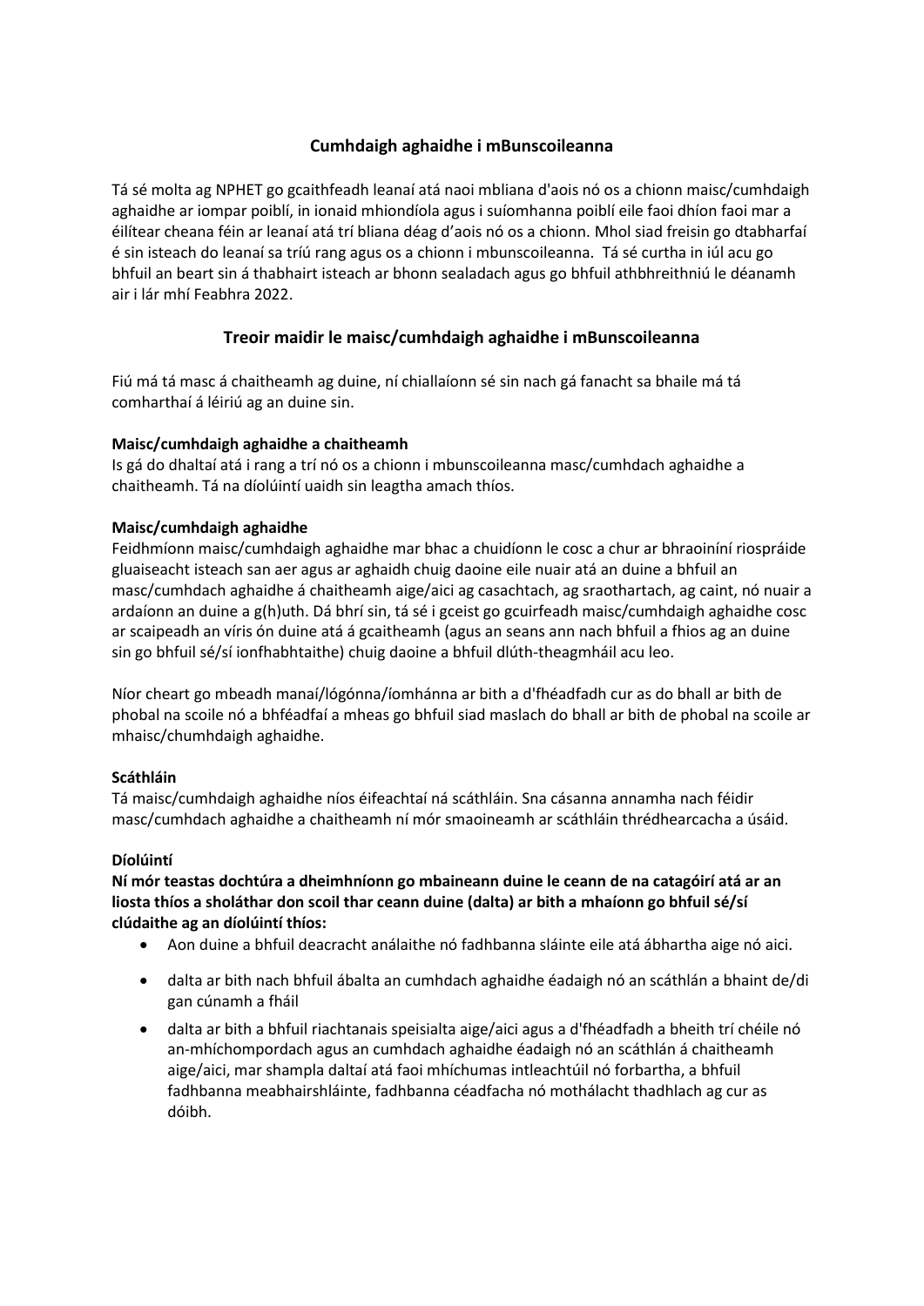## Cumhdaigh aghaidhe i mBunscoileanna

Tá sé molta ag NPHET go gcaithfeadh leanaí atá naoi mbliana d'aois nó os a chionn maisc/cumhdaigh aghaidhe ar iompar poiblí, in ionaid mhiondíola agus i suíomhanna poiblí eile faoi dhíon faoi mar a éilítear cheana féin ar leanaí atá trí bliana déag d'aois nó os a chionn. Mhol siad freisin go dtabharfaí é sin isteach do leanaí sa tríú rang agus os a chionn i mbunscoileanna. Tá sé curtha in iúl acu go bhfuil an beart sin á thabhairt isteach ar bhonn sealadach agus go bhfuil athbhreithniú le déanamh air i lár mhí Feabhra 2022.

## Treoir maidir le maisc/cumhdaigh aghaidhe i mBunscoileanna

Fiú má tá masc á chaitheamh ag duine, ní chiallaíonn sé sin nach gá fanacht sa bhaile má tá comharthaí á léiriú ag an duine sin.

**Maisc/cumhdaigh aghaidhe a chaitheamh**
Is gá do dhaltaí atá i rang a trí nó os a chionn i mbunscoileanna masc/cumhdach aghaidhe a chaitheamh. Tá na díolúintí uaidh sin leagtha amach thíos.

**Maisc/cumhdaigh aghaidhe**
Feidhmíonn maisc/cumhdaigh aghaidhe mar bhac a chuidíonn le cosc a chur ar bhraoiníní riospráide gluaiseacht isteach san aer agus ar aghaidh chuig daoine eile nuair atá an duine a bhfuil an masc/cumhdach aghaidhe á chaitheamh aige/aici ag casachtach, ag sraothartach, ag caint, nó nuair a ardaíonn an duine a g(h)uth. Dá bhrí sin, tá sé i gceist go gcuirfeadh maisc/cumhdaigh aghaidhe cosc ar scaipeadh an víris ón duine atá á gcaitheamh (agus an seans ann nach bhfuil a fhios ag an duine sin go bhfuil sé/sí ionfhabhtaithe) chuig daoine a bhfuil dlúth-theagmháil acu leo.

Níor cheart go mbeadh manaí/lógónna/íomhánna ar bith a d'fhéadfadh cur as do bhall ar bith de phobal na scoile nó a bhféadfaí a mheas go bhfuil siad maslach do bhall ar bith de phobal na scoile ar mhaisc/chumhdaigh aghaidhe.

**Scáthláin**
Tá maisc/cumhdaigh aghaidhe níos éifeachtaí ná scáthláin. Sna cásanna annamha nach féidir masc/cumhdach aghaidhe a chaitheamh ní mór smaoineamh ar scáthláin thrédhearcacha a úsáid.

**Díolúintí**
**Ní mór teastas dochtúra a dheimhníonn go mbaineann duine le ceann de na catagóirí atá ar an liosta thíos a sholáthar don scoil thar ceann duine (dalta) ar bith a mhaíonn go bhfuil sé/sí clúdaithe ag an díolúintí thíos:**

- Aon duine a bhfuil deacracht análaithe nó fadhbanna sláinte eile atá ábhartha aige nó aici.
- dalta ar bith nach bhfuil ábalta an cumhdach aghaidhe éadaigh nó an scáthlán a bhaint de/di gan cúnamh a fháil
- dalta ar bith a bhfuil riachtanais speisialta aige/aici agus a d'fhéadfadh a bheith trí chéile nó an-mhíchompordach agus an cumhdach aghaidhe éadaigh nó an scáthlán á chaitheamh aige/aici, mar shampla daltaí atá faoi mhíchumas intleachtúil nó forbartha, a bhfuil fadhbanna meabhairshláinte, fadhbanna céadfacha nó mothálacht thadhlach ag cur as dóibh.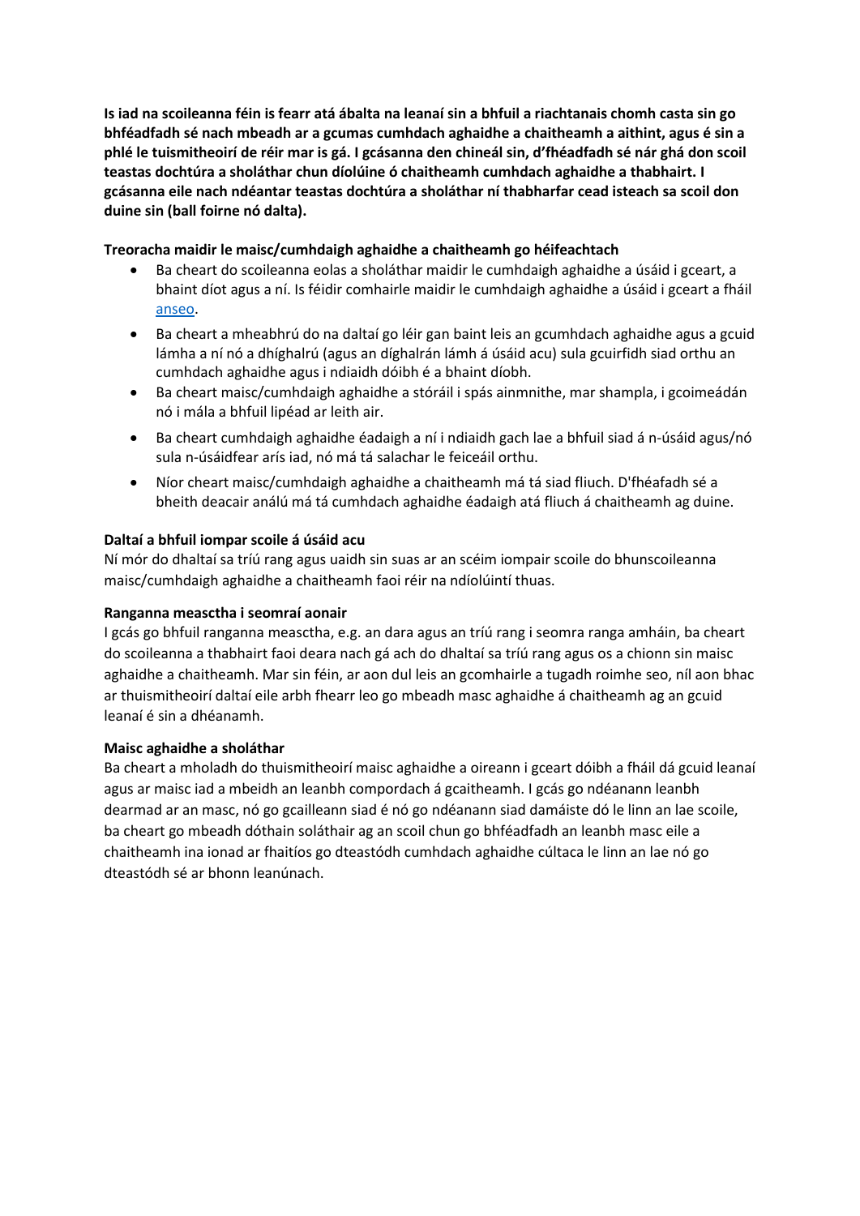**Is iad na scoileanna féin is fearr atá ábalta na leanaí sin a bhfuil a riachtanais chomh casta sin go bhféadfadh sé nach mbeadh ar a gcumas cumhdach aghaidhe a chaitheamh a aithint, agus é sin a phlé le tuismitheoirí de réir mar is gá. I gcásanna den chineál sin, d'fhéadfadh sé nár ghá don scoil teastas dochtúra a sholáthar chun díolúine ó chaitheamh cumhdach aghaidhe a thabhairt. I gcásanna eile nach ndéantar teastas dochtúra a sholáthar ní thabharfar cead isteach sa scoil don duine sin (ball foirne nó dalta).**

**Treoracha maidir le maisc/cumhdaigh aghaidhe a chaitheamh go héifeachtach**

- Ba cheart do scoileanna eolas a sholáthar maidir le cumhdaigh aghaidhe a úsáid i gceart, a bhaint díot agus a ní. Is féidir comhairle maidir le cumhdaigh aghaidhe a úsáid i gceart a fháil anseo.
- Ba cheart a mheabhrú do na daltaí go léir gan baint leis an gcumhdach aghaidhe agus a gcuid lámha a ní nó a dhíghalrú (agus an díghalrán lámh á úsáid acu) sula gcuirfidh siad orthu an cumhdach aghaidhe agus i ndiaidh dóibh é a bhaint díobh.
- Ba cheart maisc/cumhdaigh aghaidhe a stóráil i spás ainmnithe, mar shampla, i gcoimeádán nó i mála a bhfuil lipéad ar leith air.
- Ba cheart cumhdaigh aghaidhe éadaigh a ní i ndiaidh gach lae a bhfuil siad á n-úsáid agus/nó sula n-úsáidfear arís iad, nó má tá salachar le feiceáil orthu.
- Níor cheart maisc/cumhdaigh aghaidhe a chaitheamh má tá siad fliuch. D'fhéafadh sé a bheith deacair análú má tá cumhdach aghaidhe éadaigh atá fliuch á chaitheamh ag duine.

**Daltaí a bhfuil iompar scoile á úsáid acu**

Ní mór do dhaltaí sa tríú rang agus uaidh sin suas ar an scéim iompair scoile do bhunscoileanna maisc/cumhdaigh aghaidhe a chaitheamh faoi réir na ndíolúintí thuas.

**Ranganna measctha i seomraí aonair**

I gcás go bhfuil ranganna measctha, e.g. an dara agus an tríú rang i seomra ranga amháin, ba cheart do scoileanna a thabhairt faoi deara nach gá ach do dhaltaí sa tríú rang agus os a chionn sin maisc aghaidhe a chaitheamh. Mar sin féin, ar aon dul leis an gcomhairle a tugadh roimhe seo, níl aon bhac ar thuismitheoirí daltaí eile arbh fhearr leo go mbeadh masc aghaidhe á chaitheamh ag an gcuid leanaí é sin a dhéanamh.

**Maisc aghaidhe a sholáthar**

Ba cheart a mholadh do thuismitheoirí maisc aghaidhe a oireann i gceart dóibh a fháil dá gcuid leanaí agus ar maisc iad a mbeidh an leanbh compordach á gcaitheamh. I gcás go ndéanann leanbh dearmad ar an masc, nó go gcailleann siad é nó go ndéanann siad damáiste dó le linn an lae scoile, ba cheart go mbeadh dóthain soláthair ag an scoil chun go bhféadfadh an leanbh masc eile a chaitheamh ina ionad ar fhaitíos go dteastódh cumhdach aghaidhe cúltaca le linn an lae nó go dteastódh sé ar bhonn leanúnach.